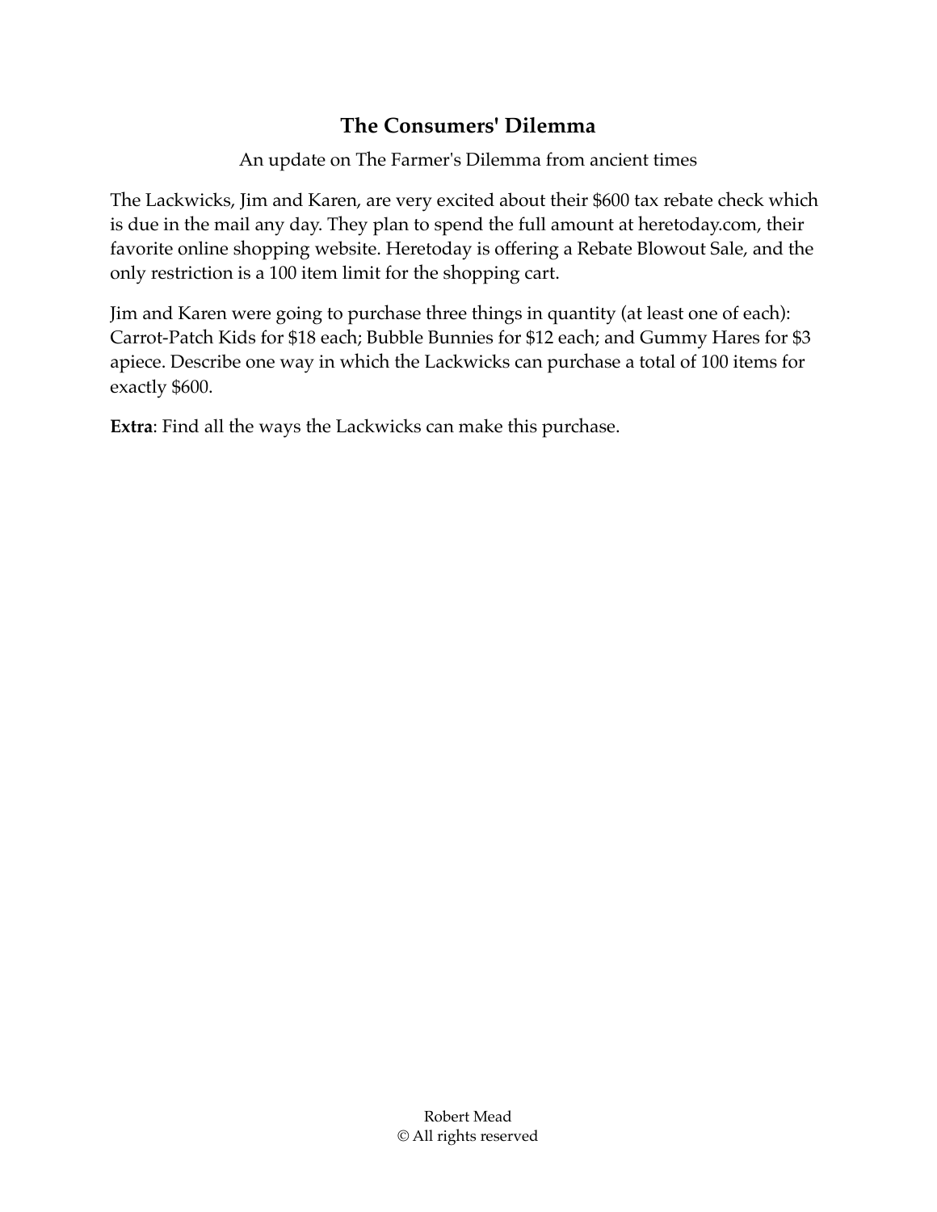## The Consumers' Dilemma

An update on The Farmer's Dilemma from ancient times

The Lackwicks, Jim and Karen, are very excited about their $600 tax rebate check which is due in the mail any day. They plan to spend the full amount at heretoday.com, their favorite online shopping website. Heretoday is offering a Rebate Blowout Sale, and the only restriction is a 100 item limit for the shopping cart.

Jim and Karen were going to purchase three things in quantity (at least one of each): Carrot-Patch Kids for $18 each; Bubble Bunnies for $12 each; and Gummy Hares for $3 apiece. Describe one way in which the Lackwicks can purchase a total of 100 items for exactly $600.

**Extra**: Find all the ways the Lackwicks can make this purchase.

Robert Mead
© All rights reserved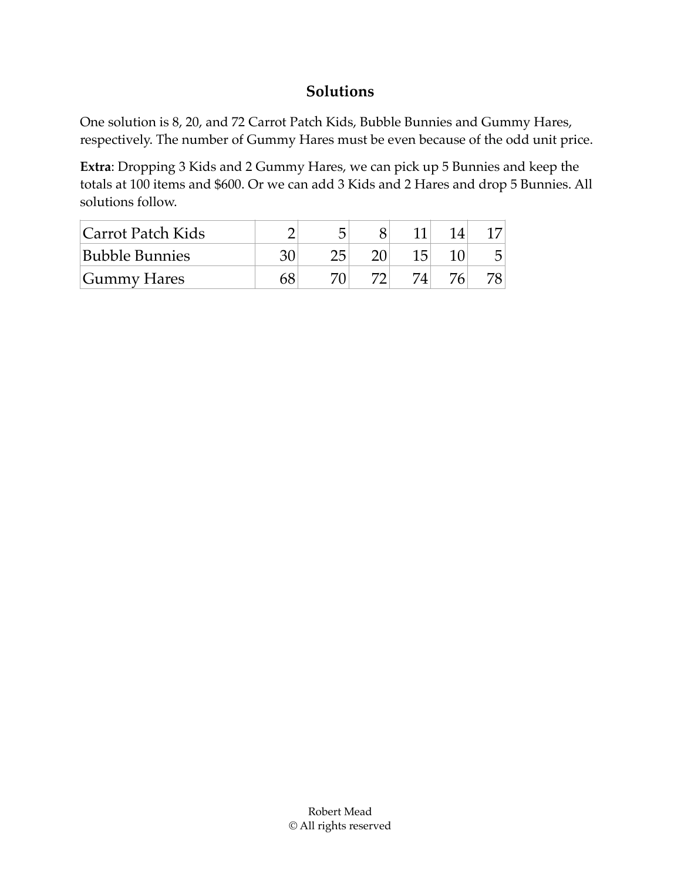## Solutions

One solution is 8, 20, and 72 Carrot Patch Kids, Bubble Bunnies and Gummy Hares, respectively. The number of Gummy Hares must be even because of the odd unit price.

**Extra**: Dropping 3 Kids and 2 Gummy Hares, we can pick up 5 Bunnies and keep the totals at 100 items and $600. Or we can add 3 Kids and 2 Hares and drop 5 Bunnies. All solutions follow.

| | | | | | | |
|---|---|---|---|---|---|---|
| Carrot Patch Kids | 2 | 5 | 8 | 11 | 14 | 17 |
| Bubble Bunnies | 30 | 25 | 20 | 15 | 10 | 5 |
| Gummy Hares | 68 | 70 | 72 | 74 | 76 | 78 |

Robert Mead
© All rights reserved